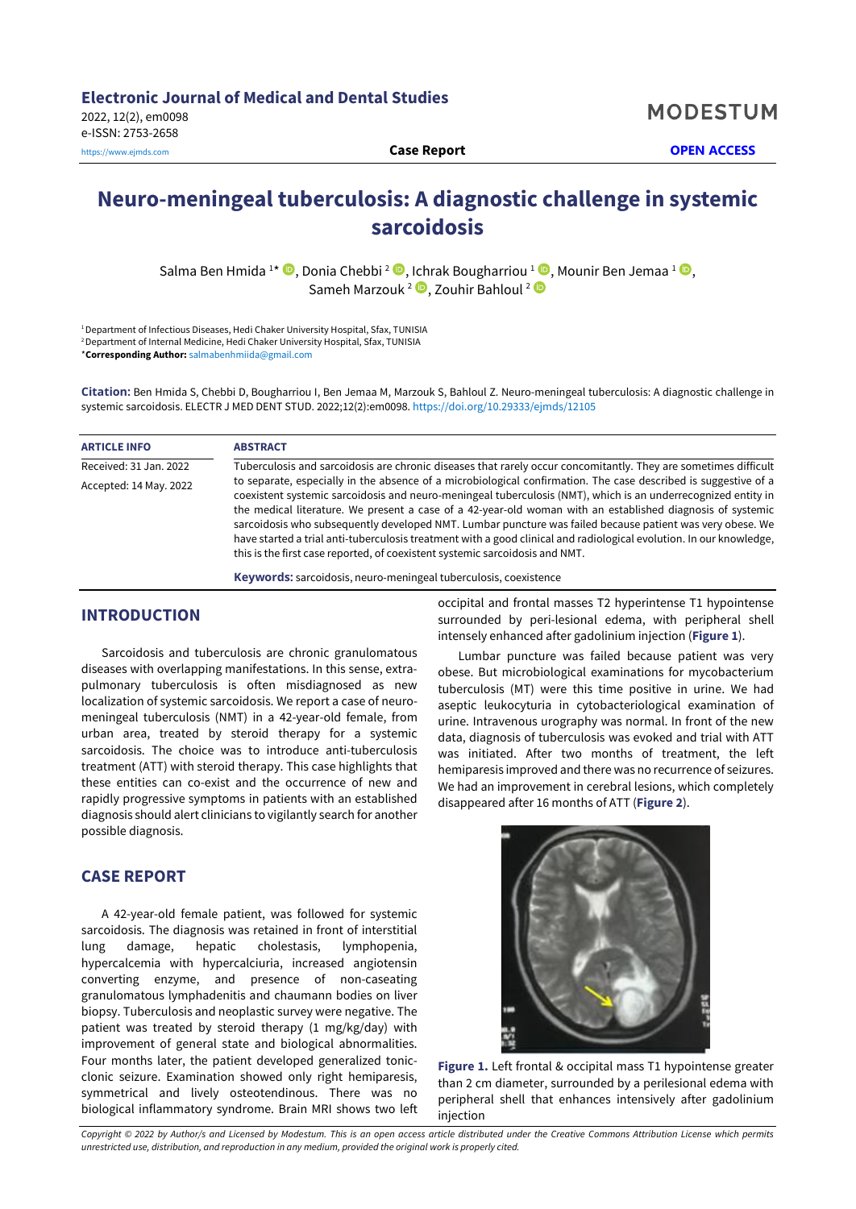# Neuro-meningeal tuberculosis: A diagnostic challenge in systemic sarcoidosis

Salma Ben Hmida [1*], Donia Chebbi [2], Ichrak Bougharriou [1], Mounir Ben Jemaa [1], Sameh Marzouk [2], Zouhir Bahloul [2]

[1] Department of Infectious Diseases, Hedi Chaker University Hospital, Sfax, TUNISIA

[2] Department of Internal Medicine, Hedi Chaker University Hospital, Sfax, TUNISIA

*Corresponding Author: salmabenhmiida@gmail.com

**Citation:** Ben Hmida S, Chebbi D, Bougharriou I, Ben Jemaa M, Marzouk S, Bahloul Z. Neuro-meningeal tuberculosis: A diagnostic challenge in systemic sarcoidosis. ELECTR J MED DENT STUD. 2022;12(2):em0098. https://doi.org/10.29333/ejmds/12105

| ARTICLE INFO | ABSTRACT |
|---|---|
| Received: 31 Jan. 2022<br>Accepted: 14 May. 2022 | Tuberculosis and sarcoidosis are chronic diseases that rarely occur concomitantly. They are sometimes difficult to separate, especially in the absence of a microbiological confirmation. The case described is suggestive of a coexistent systemic sarcoidosis and neuro-meningeal tuberculosis (NMT), which is an underrecognized entity in the medical literature. We present a case of a 42-year-old woman with an established diagnosis of systemic sarcoidosis who subsequently developed NMT. Lumbar puncture was failed because patient was very obese. We have started a trial anti-tuberculosis treatment with a good clinical and radiological evolution. In our knowledge, this is the first case reported, of coexistent systemic sarcoidosis and NMT.<br><br>**Keywords:** sarcoidosis, neuro-meningeal tuberculosis, coexistence |

## INTRODUCTION

Sarcoidosis and tuberculosis are chronic granulomatous diseases with overlapping manifestations. In this sense, extra-pulmonary tuberculosis is often misdiagnosed as new localization of systemic sarcoidosis. We report a case of neuro-meningeal tuberculosis (NMT) in a 42-year-old female, from urban area, treated by steroid therapy for a systemic sarcoidosis. The choice was to introduce anti-tuberculosis treatment (ATT) with steroid therapy. This case highlights that these entities can co-exist and the occurrence of new and rapidly progressive symptoms in patients with an established diagnosis should alert clinicians to vigilantly search for another possible diagnosis.

## CASE REPORT

A 42-year-old female patient, was followed for systemic sarcoidosis. The diagnosis was retained in front of interstitial lung damage, hepatic cholestasis, lymphopenia, hypercalcemia with hypercalciuria, increased angiotensin converting enzyme, and presence of non-caseating granulomatous lymphadenitis and chaumann bodies on liver biopsy. Tuberculosis and neoplastic survey were negative. The patient was treated by steroid therapy (1 mg/kg/day) with improvement of general state and biological abnormalities. Four months later, the patient developed generalized tonic-clonic seizure. Examination showed only right hemiparesis, symmetrical and lively osteotendinous. There was no biological inflammatory syndrome. Brain MRI shows two left occipital and frontal masses T2 hyperintense T1 hypointense surrounded by peri-lesional edema, with peripheral shell intensely enhanced after gadolinium injection (**Figure 1**).

Lumbar puncture was failed because patient was very obese. But microbiological examinations for mycobacterium tuberculosis (MT) were this time positive in urine. We had aseptic leukocyturia in cytobacteriological examination of urine. Intravenous urography was normal. In front of the new data, diagnosis of tuberculosis was evoked and trial with ATT was initiated. After two months of treatment, the left hemiparesis improved and there was no recurrence of seizures. We had an improvement in cerebral lesions, which completely disappeared after 16 months of ATT (**Figure 2**).

**Figure 1.** Left frontal & occipital mass T1 hypointense greater than 2 cm diameter, surrounded by a perilesional edema with peripheral shell that enhances intensively after gadolinium injection

*Copyright © 2022 by Author/s and Licensed by Modestum. This is an open access article distributed under the Creative Commons Attribution License which permits unrestricted use, distribution, and reproduction in any medium, provided the original work is properly cited.*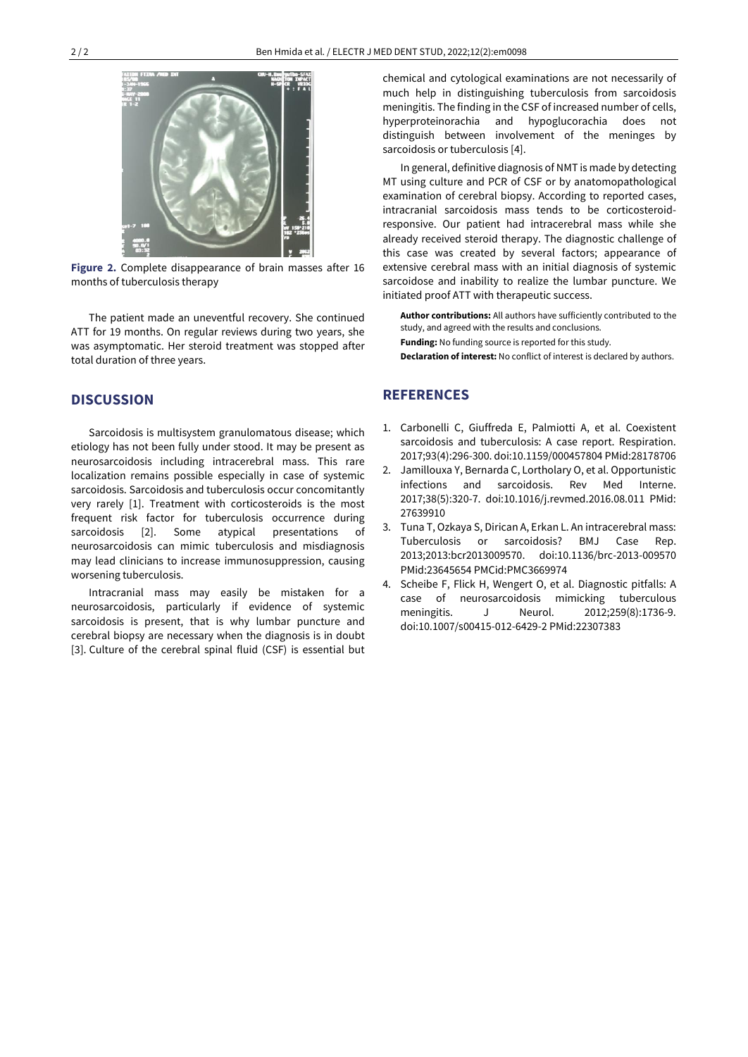Figure 2. Complete disappearance of brain masses after 16 months of tuberculosis therapy

The patient made an uneventful recovery. She continued ATT for 19 months. On regular reviews during two years, she was asymptomatic. Her steroid treatment was stopped after total duration of three years.

## DISCUSSION

Sarcoidosis is multisystem granulomatous disease; which etiology has not been fully under stood. It may be present as neurosarcoidosis including intracerebral mass. This rare localization remains possible especially in case of systemic sarcoidosis. Sarcoidosis and tuberculosis occur concomitantly very rarely [1]. Treatment with corticosteroids is the most frequent risk factor for tuberculosis occurrence during sarcoidosis [2]. Some atypical presentations of neurosarcoidosis can mimic tuberculosis and misdiagnosis may lead clinicians to increase immunosuppression, causing worsening tuberculosis.

Intracranial mass may easily be mistaken for a neurosarcoidosis, particularly if evidence of systemic sarcoidosis is present, that is why lumbar puncture and cerebral biopsy are necessary when the diagnosis is in doubt [3]. Culture of the cerebral spinal fluid (CSF) is essential but chemical and cytological examinations are not necessarily of much help in distinguishing tuberculosis from sarcoidosis meningitis. The finding in the CSF of increased number of cells, hyperproteinorachia and hypoglucorachia does not distinguish between involvement of the meninges by sarcoidosis or tuberculosis [4].

In general, definitive diagnosis of NMT is made by detecting MT using culture and PCR of CSF or by anatomopathological examination of cerebral biopsy. According to reported cases, intracranial sarcoidosis mass tends to be corticosteroid-responsive. Our patient had intracerebral mass while she already received steroid therapy. The diagnostic challenge of this case was created by several factors; appearance of extensive cerebral mass with an initial diagnosis of systemic sarcoidose and inability to realize the lumbar puncture. We initiated proof ATT with therapeutic success.

**Author contributions:** All authors have sufficiently contributed to the study, and agreed with the results and conclusions.

**Funding:** No funding source is reported for this study.

**Declaration of interest:** No conflict of interest is declared by authors.

## REFERENCES

1. Carbonelli C, Giuffreda E, Palmiotti A, et al. Coexistent sarcoidosis and tuberculosis: A case report. Respiration. 2017;93(4):296-300. doi:10.1159/000457804 PMid:28178706
2. Jamilloux Y, Bernarda C, Lortholary O, et al. Opportunistic infections and sarcoidosis. Rev Med Interne. 2017;38(5):320-7. doi:10.1016/j.revmed.2016.08.011 PMid: 27639910
3. Tuna T, Ozkaya S, Dirican A, Erkan L. An intracerebral mass: Tuberculosis or sarcoidosis? BMJ Case Rep. 2013;2013:bcr2013009570. doi:10.1136/brc-2013-009570 PMid:23645654 PMCid:PMC3669974
4. Scheibe F, Flick H, Wengert O, et al. Diagnostic pitfalls: A case of neurosarcoidosis mimicking tuberculous meningitis. J Neurol. 2012;259(8):1736-9. doi:10.1007/s00415-012-6429-2 PMid:22307383